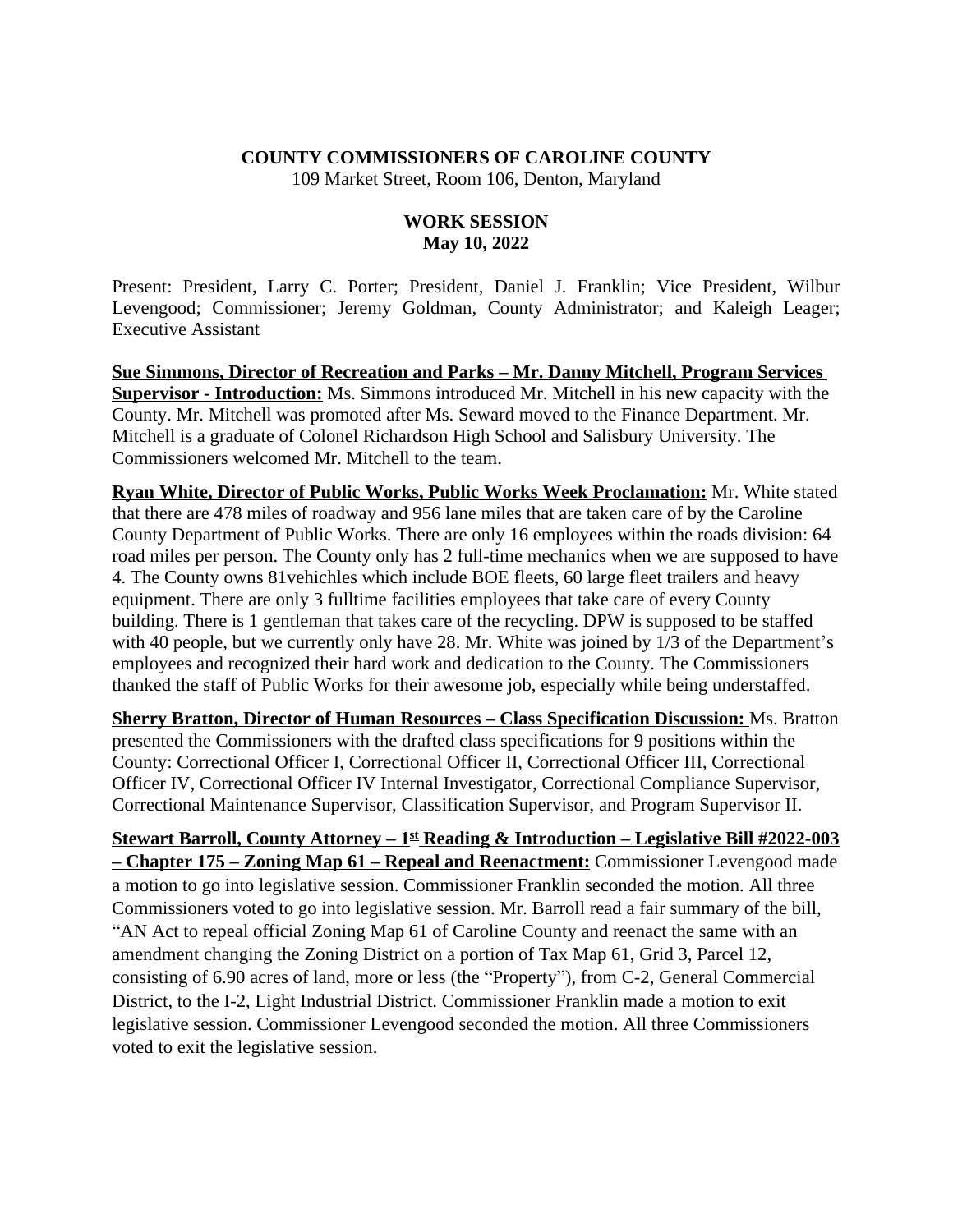**COUNTY COMMISSIONERS OF CAROLINE COUNTY**
109 Market Street, Room 106, Denton, Maryland

**WORK SESSION**
**May 10, 2022**

Present: President, Larry C. Porter; President, Daniel J. Franklin; Vice President, Wilbur Levengood; Commissioner; Jeremy Goldman, County Administrator; and Kaleigh Leager; Executive Assistant

**Sue Simmons, Director of Recreation and Parks – Mr. Danny Mitchell, Program Services Supervisor - Introduction:** Ms. Simmons introduced Mr. Mitchell in his new capacity with the County. Mr. Mitchell was promoted after Ms. Seward moved to the Finance Department. Mr. Mitchell is a graduate of Colonel Richardson High School and Salisbury University. The Commissioners welcomed Mr. Mitchell to the team.

**Ryan White, Director of Public Works, Public Works Week Proclamation:** Mr. White stated that there are 478 miles of roadway and 956 lane miles that are taken care of by the Caroline County Department of Public Works. There are only 16 employees within the roads division: 64 road miles per person. The County only has 2 full-time mechanics when we are supposed to have 4. The County owns 81vehichles which include BOE fleets, 60 large fleet trailers and heavy equipment. There are only 3 fulltime facilities employees that take care of every County building. There is 1 gentleman that takes care of the recycling. DPW is supposed to be staffed with 40 people, but we currently only have 28. Mr. White was joined by 1/3 of the Department's employees and recognized their hard work and dedication to the County. The Commissioners thanked the staff of Public Works for their awesome job, especially while being understaffed.

**Sherry Bratton, Director of Human Resources – Class Specification Discussion:** Ms. Bratton presented the Commissioners with the drafted class specifications for 9 positions within the County: Correctional Officer I, Correctional Officer II, Correctional Officer III, Correctional Officer IV, Correctional Officer IV Internal Investigator, Correctional Compliance Supervisor, Correctional Maintenance Supervisor, Classification Supervisor, and Program Supervisor II.

**Stewart Barroll, County Attorney – 1st Reading & Introduction – Legislative Bill #2022-003 – Chapter 175 – Zoning Map 61 – Repeal and Reenactment:** Commissioner Levengood made a motion to go into legislative session. Commissioner Franklin seconded the motion. All three Commissioners voted to go into legislative session. Mr. Barroll read a fair summary of the bill, "AN Act to repeal official Zoning Map 61 of Caroline County and reenact the same with an amendment changing the Zoning District on a portion of Tax Map 61, Grid 3, Parcel 12, consisting of 6.90 acres of land, more or less (the "Property"), from C-2, General Commercial District, to the I-2, Light Industrial District. Commissioner Franklin made a motion to exit legislative session. Commissioner Levengood seconded the motion. All three Commissioners voted to exit the legislative session.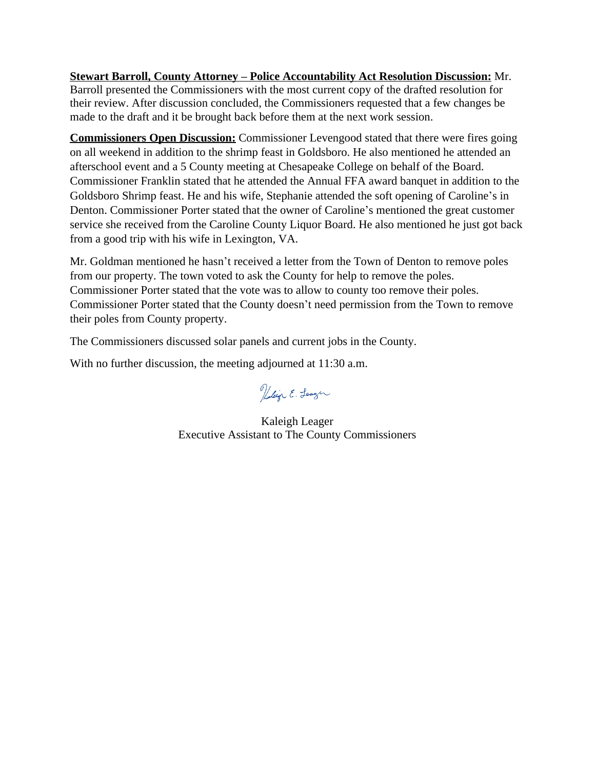**Stewart Barroll, County Attorney – Police Accountability Act Resolution Discussion:** Mr. Barroll presented the Commissioners with the most current copy of the drafted resolution for their review. After discussion concluded, the Commissioners requested that a few changes be made to the draft and it be brought back before them at the next work session.

**Commissioners Open Discussion:** Commissioner Levengood stated that there were fires going on all weekend in addition to the shrimp feast in Goldsboro. He also mentioned he attended an afterschool event and a 5 County meeting at Chesapeake College on behalf of the Board. Commissioner Franklin stated that he attended the Annual FFA award banquet in addition to the Goldsboro Shrimp feast. He and his wife, Stephanie attended the soft opening of Caroline's in Denton. Commissioner Porter stated that the owner of Caroline's mentioned the great customer service she received from the Caroline County Liquor Board. He also mentioned he just got back from a good trip with his wife in Lexington, VA.

Mr. Goldman mentioned he hasn't received a letter from the Town of Denton to remove poles from our property. The town voted to ask the County for help to remove the poles. Commissioner Porter stated that the vote was to allow to county too remove their poles. Commissioner Porter stated that the County doesn't need permission from the Town to remove their poles from County property.

The Commissioners discussed solar panels and current jobs in the County.

With no further discussion, the meeting adjourned at 11:30 a.m.

Kaleigh E. Leager

Kaleigh Leager
Executive Assistant to The County Commissioners